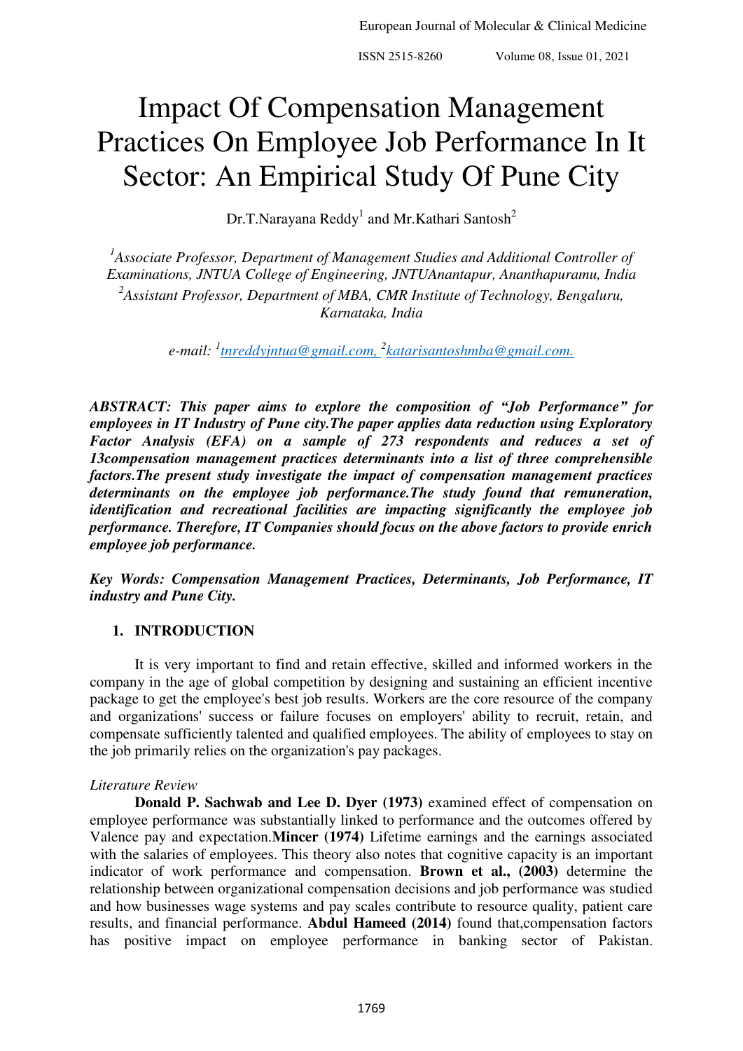# Impact Of Compensation Management Practices On Employee Job Performance In It Sector: An Empirical Study Of Pune City

Dr.T.Narayana Reddy[1] and Mr.Kathari Santosh[2]

*[1]Associate Professor, Department of Management Studies and Additional Controller of Examinations, JNTUA College of Engineering, JNTUAnantapur, Ananthapuramu, India*
*[2]Assistant Professor, Department of MBA, CMR Institute of Technology, Bengaluru, Karnataka, India*

*e-mail: [1]tnreddyjntua@gmail.com, [2]katarisantoshmba@gmail.com.*

***ABSTRACT: This paper aims to explore the composition of "Job Performance" for employees in IT Industry of Pune city.The paper applies data reduction using Exploratory Factor Analysis (EFA) on a sample of 273 respondents and reduces a set of 13compensation management practices determinants into a list of three comprehensible factors.The present study investigate the impact of compensation management practices determinants on the employee job performance.The study found that remuneration, identification and recreational facilities are impacting significantly the employee job performance. Therefore, IT Companies should focus on the above factors to provide enrich employee job performance.***

***Key Words: Compensation Management Practices, Determinants, Job Performance, IT industry and Pune City.***

## 1. INTRODUCTION

It is very important to find and retain effective, skilled and informed workers in the company in the age of global competition by designing and sustaining an efficient incentive package to get the employee's best job results. Workers are the core resource of the company and organizations' success or failure focuses on employers' ability to recruit, retain, and compensate sufficiently talented and qualified employees. The ability of employees to stay on the job primarily relies on the organization's pay packages.

*Literature Review*

**Donald P. Sachwab and Lee D. Dyer (1973)** examined effect of compensation on employee performance was substantially linked to performance and the outcomes offered by Valence pay and expectation.**Mincer (1974)** Lifetime earnings and the earnings associated with the salaries of employees. This theory also notes that cognitive capacity is an important indicator of work performance and compensation. **Brown et al., (2003)** determine the relationship between organizational compensation decisions and job performance was studied and how businesses wage systems and pay scales contribute to resource quality, patient care results, and financial performance. **Abdul Hameed (2014)** found that,compensation factors has positive impact on employee performance in banking sector of Pakistan.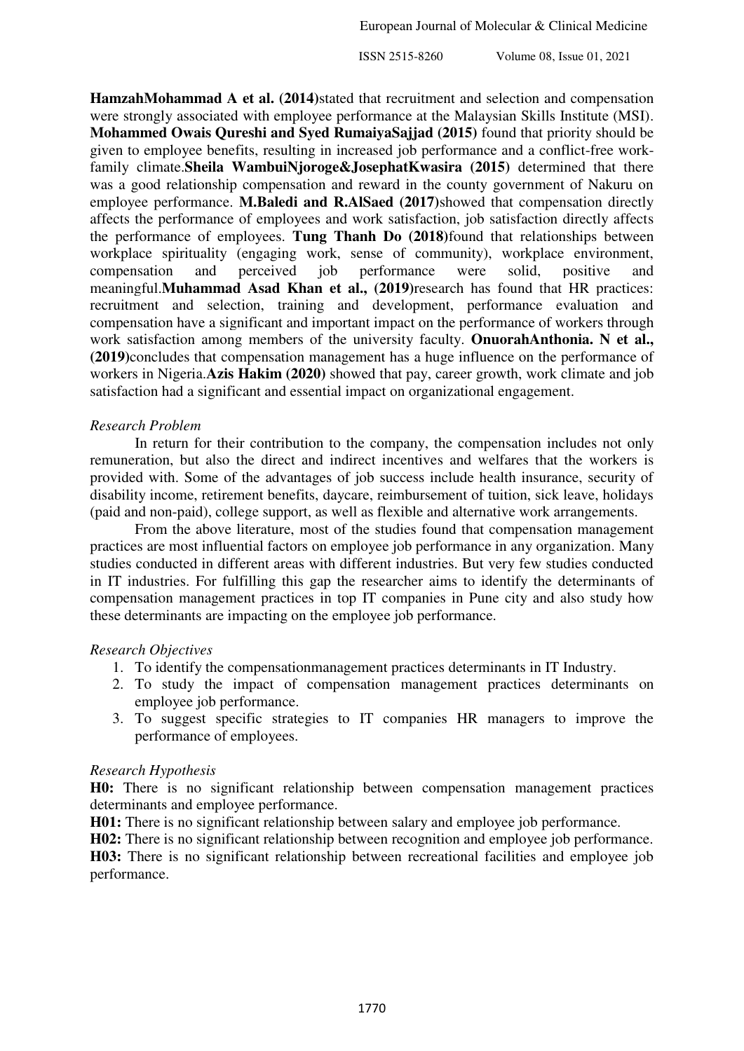**HamzahMohammad A et al. (2014)**stated that recruitment and selection and compensation were strongly associated with employee performance at the Malaysian Skills Institute (MSI). **Mohammed Owais Qureshi and Syed RumaiyaSajjad (2015)** found that priority should be given to employee benefits, resulting in increased job performance and a conflict-free work-family climate.**Sheila WambuiNjoroge&JosephatKwasira (2015)** determined that there was a good relationship compensation and reward in the county government of Nakuru on employee performance. **M.Baledi and R.AlSaed (2017)**showed that compensation directly affects the performance of employees and work satisfaction, job satisfaction directly affects the performance of employees. **Tung Thanh Do (2018)**found that relationships between workplace spirituality (engaging work, sense of community), workplace environment, compensation and perceived job performance were solid, positive and meaningful.**Muhammad Asad Khan et al., (2019)**research has found that HR practices: recruitment and selection, training and development, performance evaluation and compensation have a significant and important impact on the performance of workers through work satisfaction among members of the university faculty. **OnuorahAnthonia. N et al., (2019)**concludes that compensation management has a huge influence on the performance of workers in Nigeria.**Azis Hakim (2020)** showed that pay, career growth, work climate and job satisfaction had a significant and essential impact on organizational engagement.

*Research Problem*

In return for their contribution to the company, the compensation includes not only remuneration, but also the direct and indirect incentives and welfares that the workers is provided with. Some of the advantages of job success include health insurance, security of disability income, retirement benefits, daycare, reimbursement of tuition, sick leave, holidays (paid and non-paid), college support, as well as flexible and alternative work arrangements.

From the above literature, most of the studies found that compensation management practices are most influential factors on employee job performance in any organization. Many studies conducted in different areas with different industries. But very few studies conducted in IT industries. For fulfilling this gap the researcher aims to identify the determinants of compensation management practices in top IT companies in Pune city and also study how these determinants are impacting on the employee job performance.

*Research Objectives*

1. To identify the compensationmanagement practices determinants in IT Industry.
2. To study the impact of compensation management practices determinants on employee job performance.
3. To suggest specific strategies to IT companies HR managers to improve the performance of employees.

*Research Hypothesis*

**H0:** There is no significant relationship between compensation management practices determinants and employee performance.

**H01:** There is no significant relationship between salary and employee job performance.

**H02:** There is no significant relationship between recognition and employee job performance.

**H03:** There is no significant relationship between recreational facilities and employee job performance.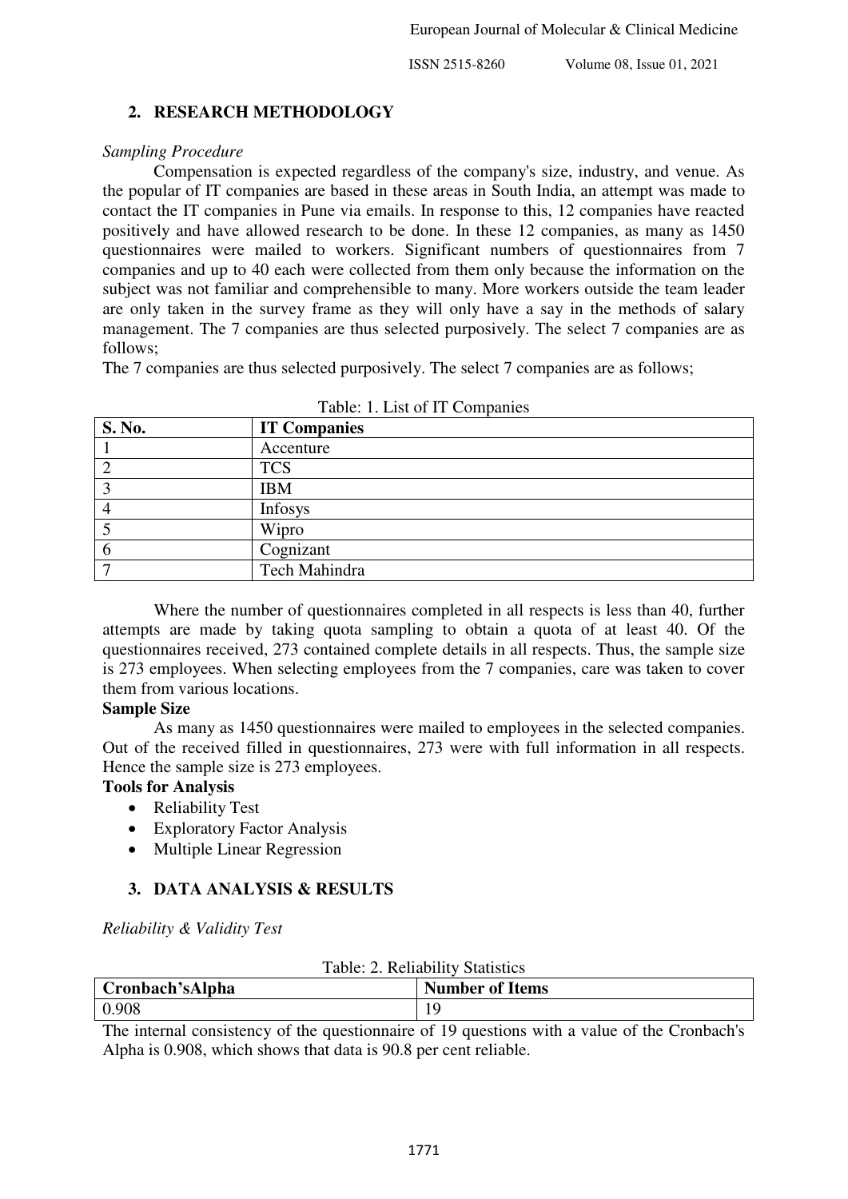## 2. RESEARCH METHODOLOGY

*Sampling Procedure*

Compensation is expected regardless of the company's size, industry, and venue. As the popular of IT companies are based in these areas in South India, an attempt was made to contact the IT companies in Pune via emails. In response to this, 12 companies have reacted positively and have allowed research to be done. In these 12 companies, as many as 1450 questionnaires were mailed to workers. Significant numbers of questionnaires from 7 companies and up to 40 each were collected from them only because the information on the subject was not familiar and comprehensible to many. More workers outside the team leader are only taken in the survey frame as they will only have a say in the methods of salary management. The 7 companies are thus selected purposively. The select 7 companies are as follows;

The 7 companies are thus selected purposively. The select 7 companies are as follows;

Table: 1. List of IT Companies

| S. No. | IT Companies |
|---|---|
| 1 | Accenture |
| 2 | TCS |
| 3 | IBM |
| 4 | Infosys |
| 5 | Wipro |
| 6 | Cognizant |
| 7 | Tech Mahindra |

Where the number of questionnaires completed in all respects is less than 40, further attempts are made by taking quota sampling to obtain a quota of at least 40. Of the questionnaires received, 273 contained complete details in all respects. Thus, the sample size is 273 employees. When selecting employees from the 7 companies, care was taken to cover them from various locations.

**Sample Size**

As many as 1450 questionnaires were mailed to employees in the selected companies. Out of the received filled in questionnaires, 273 were with full information in all respects. Hence the sample size is 273 employees.

**Tools for Analysis**

- Reliability Test
- Exploratory Factor Analysis
- Multiple Linear Regression

## 3. DATA ANALYSIS & RESULTS

*Reliability & Validity Test*

Table: 2. Reliability Statistics

| Cronbach'sAlpha | Number of Items |
|---|---|
| 0.908 | 19 |

The internal consistency of the questionnaire of 19 questions with a value of the Cronbach's Alpha is 0.908, which shows that data is 90.8 per cent reliable.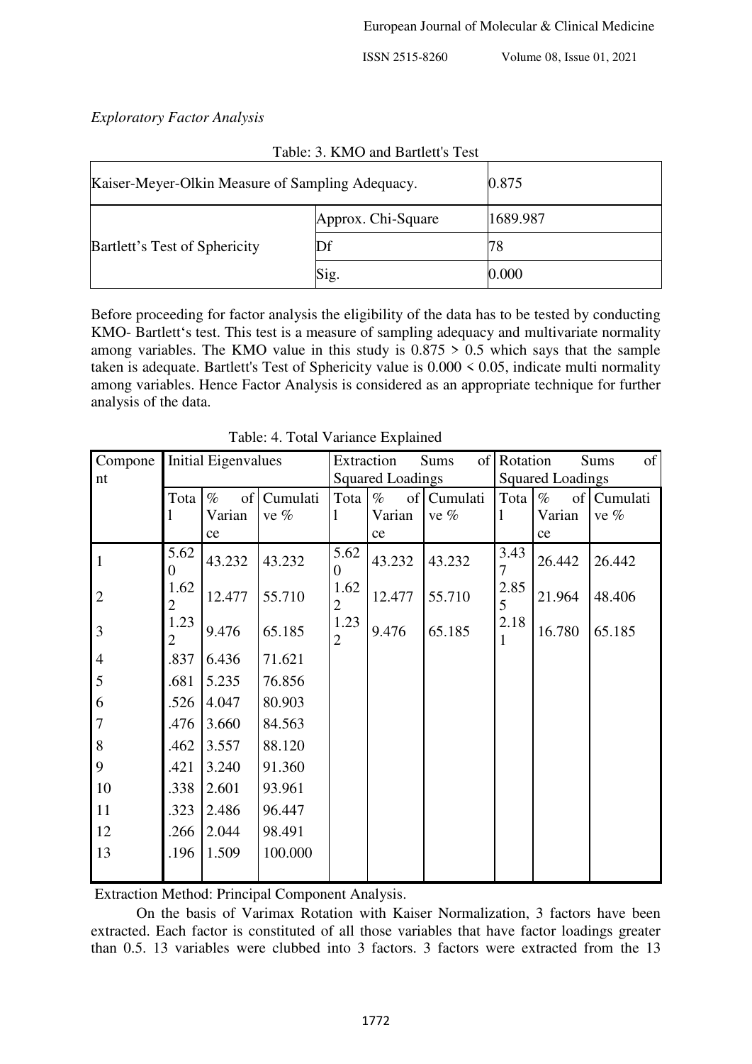*Exploratory Factor Analysis*

Table: 3. KMO and Bartlett's Test

| | | |
|---|---|---|
| Kaiser-Meyer-Olkin Measure of Sampling Adequacy. | | 0.875 |
| Bartlett's Test of Sphericity | Approx. Chi-Square | 1689.987 |
| | Df | 78 |
| | Sig. | 0.000 |

Before proceeding for factor analysis the eligibility of the data has to be tested by conducting KMO- Bartlett's test. This test is a measure of sampling adequacy and multivariate normality among variables. The KMO value in this study is 0.875 > 0.5 which says that the sample taken is adequate. Bartlett's Test of Sphericity value is 0.000 < 0.05, indicate multi normality among variables. Hence Factor Analysis is considered as an appropriate technique for further analysis of the data.

Table: 4. Total Variance Explained

| Component | Initial Eigenvalues | | | Extraction Sums of Squared Loadings | | | Rotation Sums of Squared Loadings | | |
|---|---|---|---|---|---|---|---|---|---|
| | Total | % of Variance | Cumulative % | Total | % of Variance | Cumulative % | Total | % of Variance | Cumulative % |
| 1 | 5.620 | 43.232 | 43.232 | 5.620 | 43.232 | 43.232 | 3.437 | 26.442 | 26.442 |
| 2 | 1.622 | 12.477 | 55.710 | 1.622 | 12.477 | 55.710 | 2.855 | 21.964 | 48.406 |
| 3 | 1.232 | 9.476 | 65.185 | 1.232 | 9.476 | 65.185 | 2.181 | 16.780 | 65.185 |
| 4 | .837 | 6.436 | 71.621 | | | | | | |
| 5 | .681 | 5.235 | 76.856 | | | | | | |
| 6 | .526 | 4.047 | 80.903 | | | | | | |
| 7 | .476 | 3.660 | 84.563 | | | | | | |
| 8 | .462 | 3.557 | 88.120 | | | | | | |
| 9 | .421 | 3.240 | 91.360 | | | | | | |
| 10 | .338 | 2.601 | 93.961 | | | | | | |
| 11 | .323 | 2.486 | 96.447 | | | | | | |
| 12 | .266 | 2.044 | 98.491 | | | | | | |
| 13 | .196 | 1.509 | 100.000 | | | | | | |

Extraction Method: Principal Component Analysis.

On the basis of Varimax Rotation with Kaiser Normalization, 3 factors have been extracted. Each factor is constituted of all those variables that have factor loadings greater than 0.5. 13 variables were clubbed into 3 factors. 3 factors were extracted from the 13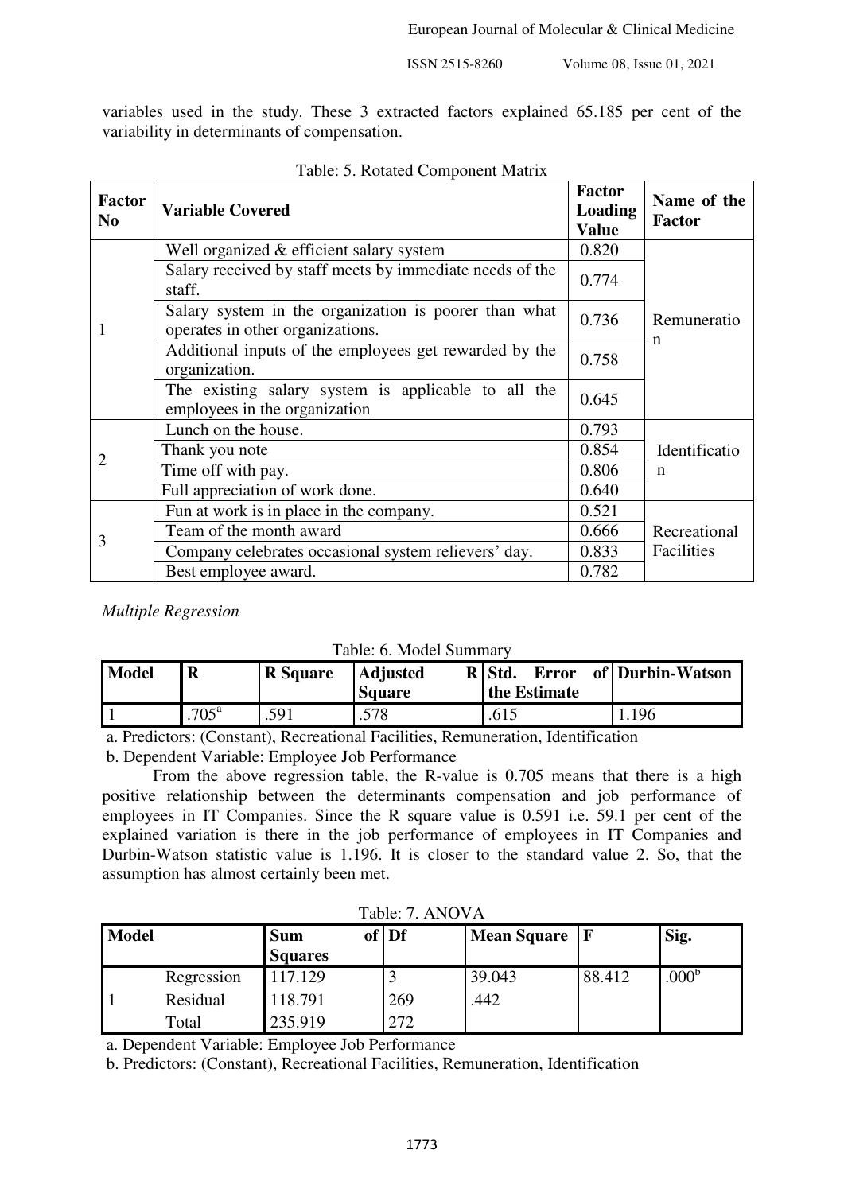variables used in the study. These 3 extracted factors explained 65.185 per cent of the variability in determinants of compensation.

Table: 5. Rotated Component Matrix

| Factor No | Variable Covered | Factor Loading Value | Name of the Factor |
|---|---|---|---|
| 1 | Well organized & efficient salary system | 0.820 | Remuneration |
| | Salary received by staff meets by immediate needs of the staff. | 0.774 | |
| | Salary system in the organization is poorer than what operates in other organizations. | 0.736 | |
| | Additional inputs of the employees get rewarded by the organization. | 0.758 | |
| | The existing salary system is applicable to all the employees in the organization | 0.645 | |
| 2 | Lunch on the house. | 0.793 | Identification |
| | Thank you note | 0.854 | |
| | Time off with pay. | 0.806 | |
| | Full appreciation of work done. | 0.640 | |
| 3 | Fun at work is in place in the company. | 0.521 | Recreational Facilities |
| | Team of the month award | 0.666 | |
| | Company celebrates occasional system relievers' day. | 0.833 | |
| | Best employee award. | 0.782 | |

*Multiple Regression*

Table: 6. Model Summary

| Model | R | R Square | Adjusted R Square | Std. Error of the Estimate | Durbin-Watson |
|---|---|---|---|---|---|
| 1 | .705[a] | .591 | .578 | .615 | 1.196 |

a. Predictors: (Constant), Recreational Facilities, Remuneration, Identification

b. Dependent Variable: Employee Job Performance

From the above regression table, the R-value is 0.705 means that there is a high positive relationship between the determinants compensation and job performance of employees in IT Companies. Since the R square value is 0.591 i.e. 59.1 per cent of the explained variation is there in the job performance of employees in IT Companies and Durbin-Watson statistic value is 1.196. It is closer to the standard value 2. So, that the assumption has almost certainly been met.

Table: 7. ANOVA

| Model | | Sum of Squares | Df | Mean Square | F | Sig. |
|---|---|---|---|---|---|---|
| 1 | Regression | 117.129 | 3 | 39.043 | 88.412 | .000[b] |
| | Residual | 118.791 | 269 | .442 | | |
| | Total | 235.919 | 272 | | | |

a. Dependent Variable: Employee Job Performance

b. Predictors: (Constant), Recreational Facilities, Remuneration, Identification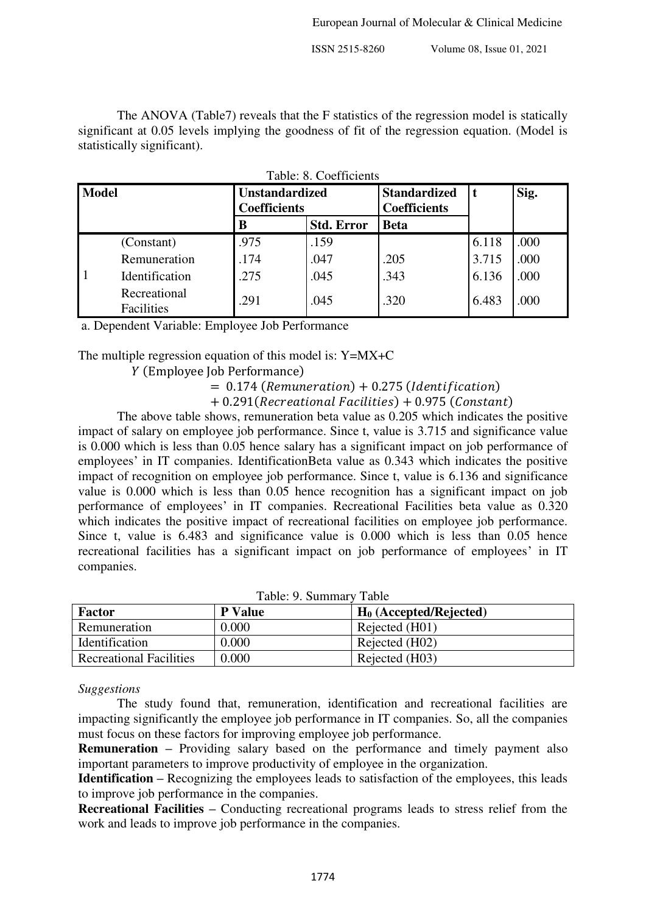The ANOVA (Table7) reveals that the F statistics of the regression model is statically significant at 0.05 levels implying the goodness of fit of the regression equation. (Model is statistically significant).

Table: 8. Coefficients

| Model | | Unstandardized Coefficients | | Standardized Coefficients | t | Sig. |
|---|---|---|---|---|---|---|
| | | B | Std. Error | Beta | | |
| 1 | (Constant) | .975 | .159 | | 6.118 | .000 |
| | Remuneration | .174 | .047 | .205 | 3.715 | .000 |
| | Identification | .275 | .045 | .343 | 6.136 | .000 |
| | Recreational Facilities | .291 | .045 | .320 | 6.483 | .000 |

a. Dependent Variable: Employee Job Performance

The multiple regression equation of this model is: Y=MX+C

$$Y\ (\text{Employee Job Performance}) = 0.174\ (Remuneration) + 0.275\ (Identification) + 0.291 (Recreational\ Facilities) + 0.975\ (Constant)$$

The above table shows, remuneration beta value as 0.205 which indicates the positive impact of salary on employee job performance. Since t, value is 3.715 and significance value is 0.000 which is less than 0.05 hence salary has a significant impact on job performance of employees' in IT companies. IdentificationBeta value as 0.343 which indicates the positive impact of recognition on employee job performance. Since t, value is 6.136 and significance value is 0.000 which is less than 0.05 hence recognition has a significant impact on job performance of employees' in IT companies. Recreational Facilities beta value as 0.320 which indicates the positive impact of recreational facilities on employee job performance. Since t, value is 6.483 and significance value is 0.000 which is less than 0.05 hence recreational facilities has a significant impact on job performance of employees' in IT companies.

Table: 9. Summary Table

| Factor | P Value | $H_0$ (Accepted/Rejected) |
|---|---|---|
| Remuneration | 0.000 | Rejected (H01) |
| Identification | 0.000 | Rejected (H02) |
| Recreational Facilities | 0.000 | Rejected (H03) |

*Suggestions*

The study found that, remuneration, identification and recreational facilities are impacting significantly the employee job performance in IT companies. So, all the companies must focus on these factors for improving employee job performance.

**Remuneration** – Providing salary based on the performance and timely payment also important parameters to improve productivity of employee in the organization.

**Identification** – Recognizing the employees leads to satisfaction of the employees, this leads to improve job performance in the companies.

**Recreational Facilities** – Conducting recreational programs leads to stress relief from the work and leads to improve job performance in the companies.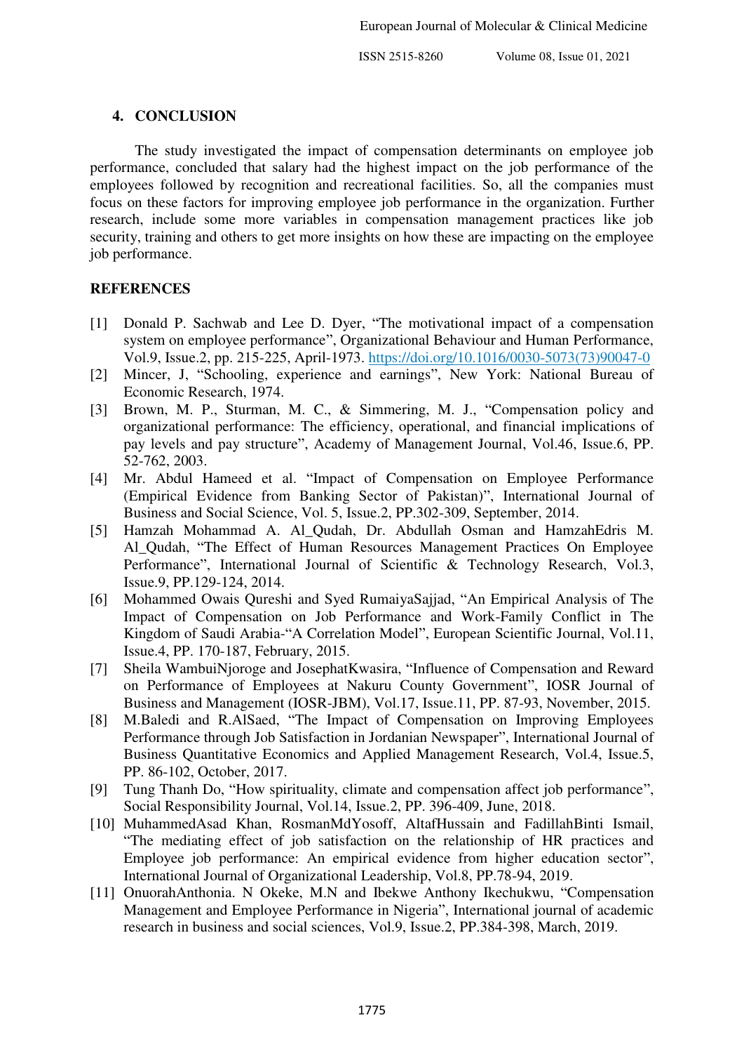## 4. CONCLUSION

The study investigated the impact of compensation determinants on employee job performance, concluded that salary had the highest impact on the job performance of the employees followed by recognition and recreational facilities. So, all the companies must focus on these factors for improving employee job performance in the organization. Further research, include some more variables in compensation management practices like job security, training and others to get more insights on how these are impacting on the employee job performance.

## REFERENCES

[1] Donald P. Sachwab and Lee D. Dyer, "The motivational impact of a compensation system on employee performance", Organizational Behaviour and Human Performance, Vol.9, Issue.2, pp. 215-225, April-1973. https://doi.org/10.1016/0030-5073(73)90047-0

[2] Mincer, J, "Schooling, experience and earnings", New York: National Bureau of Economic Research, 1974.

[3] Brown, M. P., Sturman, M. C., & Simmering, M. J., "Compensation policy and organizational performance: The efficiency, operational, and financial implications of pay levels and pay structure", Academy of Management Journal, Vol.46, Issue.6, PP. 52-762, 2003.

[4] Mr. Abdul Hameed et al. "Impact of Compensation on Employee Performance (Empirical Evidence from Banking Sector of Pakistan)", International Journal of Business and Social Science, Vol. 5, Issue.2, PP.302-309, September, 2014.

[5] Hamzah Mohammad A. Al_Qudah, Dr. Abdullah Osman and HamzahEdris M. Al_Qudah, "The Effect of Human Resources Management Practices On Employee Performance", International Journal of Scientific & Technology Research, Vol.3, Issue.9, PP.129-124, 2014.

[6] Mohammed Owais Qureshi and Syed RumaiyaSajjad, "An Empirical Analysis of The Impact of Compensation on Job Performance and Work-Family Conflict in The Kingdom of Saudi Arabia-"A Correlation Model", European Scientific Journal, Vol.11, Issue.4, PP. 170-187, February, 2015.

[7] Sheila WambuiNjoroge and JosephatKwasira, "Influence of Compensation and Reward on Performance of Employees at Nakuru County Government", IOSR Journal of Business and Management (IOSR-JBM), Vol.17, Issue.11, PP. 87-93, November, 2015.

[8] M.Baledi and R.AlSaed, "The Impact of Compensation on Improving Employees Performance through Job Satisfaction in Jordanian Newspaper", International Journal of Business Quantitative Economics and Applied Management Research, Vol.4, Issue.5, PP. 86-102, October, 2017.

[9] Tung Thanh Do, "How spirituality, climate and compensation affect job performance", Social Responsibility Journal, Vol.14, Issue.2, PP. 396-409, June, 2018.

[10] MuhammedAsad Khan, RosmanMdYosoff, AltafHussain and FadillahBinti Ismail, "The mediating effect of job satisfaction on the relationship of HR practices and Employee job performance: An empirical evidence from higher education sector", International Journal of Organizational Leadership, Vol.8, PP.78-94, 2019.

[11] OnuorahAnthonia. N Okeke, M.N and Ibekwe Anthony Ikechukwu, "Compensation Management and Employee Performance in Nigeria", International journal of academic research in business and social sciences, Vol.9, Issue.2, PP.384-398, March, 2019.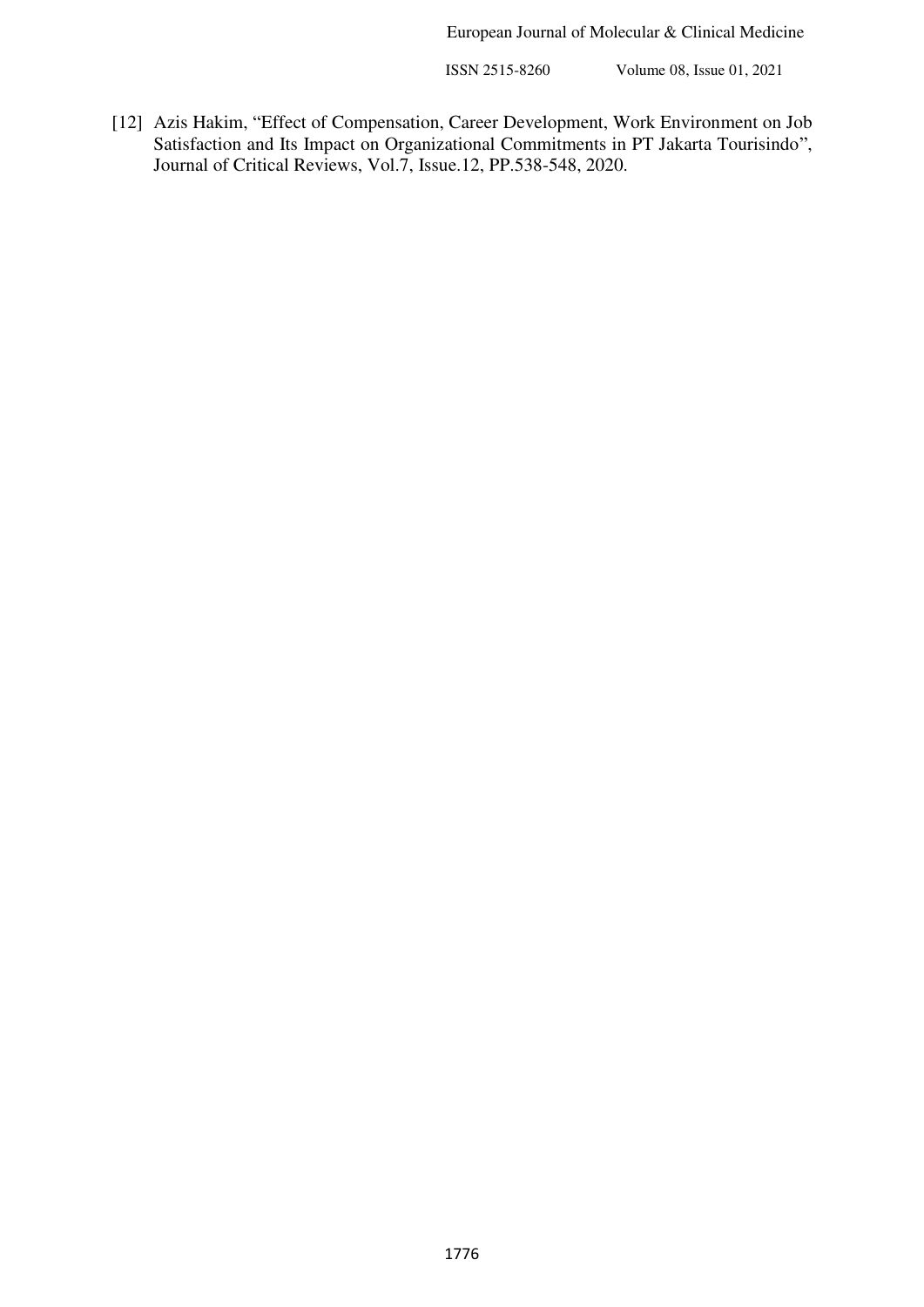[12] Azis Hakim, “Effect of Compensation, Career Development, Work Environment on Job Satisfaction and Its Impact on Organizational Commitments in PT Jakarta Tourisindo”, Journal of Critical Reviews, Vol.7, Issue.12, PP.538-548, 2020.